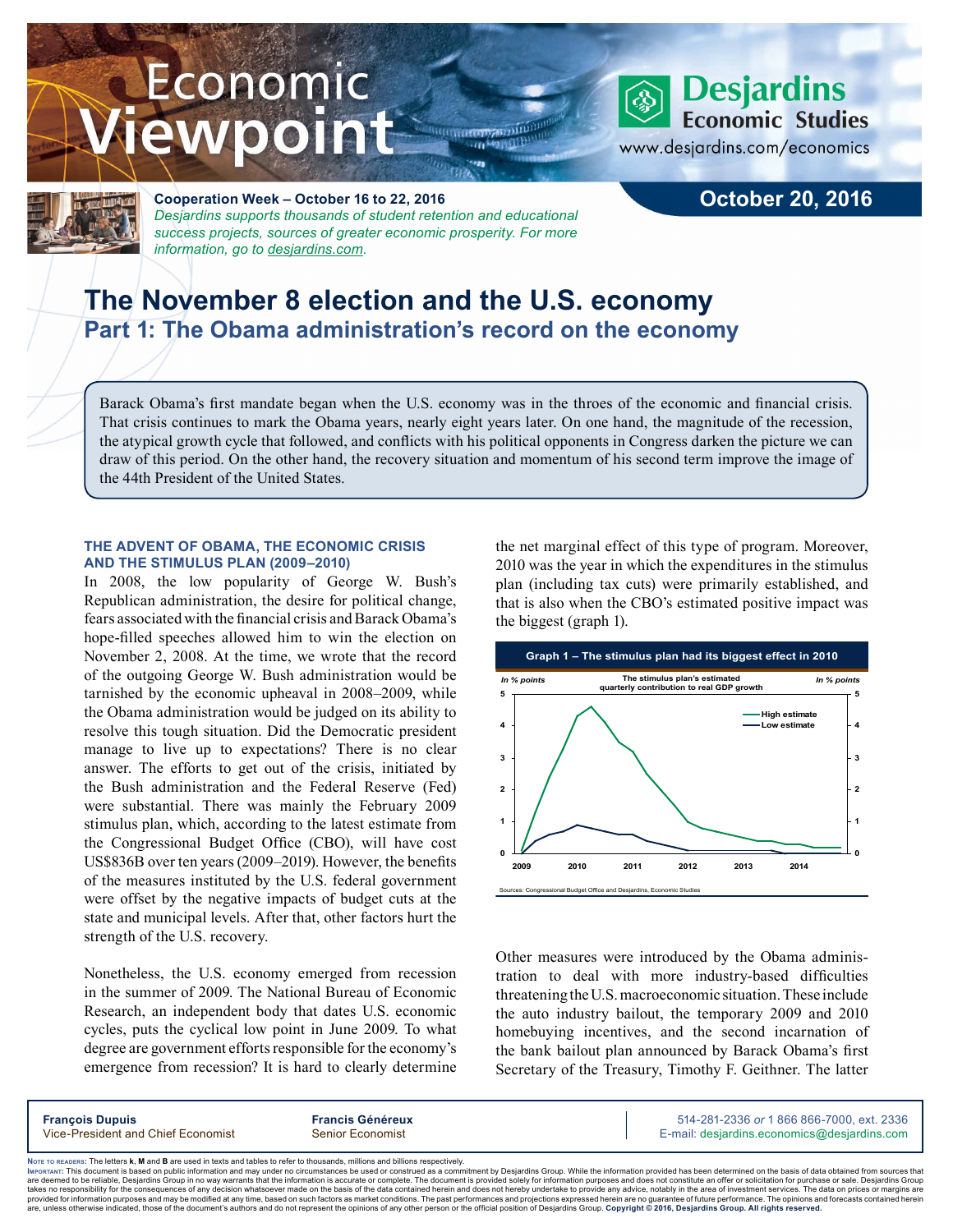# Economic Viewpoint

**Desjardins Economic Studies**
www.desjardins.com/economics

**Cooperation Week – October 16 to 22, 2016**
*Desjardins supports thousands of student retention and educational success projects, sources of greater economic prosperity. For more information, go to desjardins.com.*

**October 20, 2016**

# The November 8 election and the U.S. economy

## Part 1: The Obama administration's record on the economy

Barack Obama's first mandate began when the U.S. economy was in the throes of the economic and financial crisis. That crisis continues to mark the Obama years, nearly eight years later. On one hand, the magnitude of the recession, the atypical growth cycle that followed, and conflicts with his political opponents in Congress darken the picture we can draw of this period. On the other hand, the recovery situation and momentum of his second term improve the image of the 44th President of the United States.

### THE ADVENT OF OBAMA, THE ECONOMIC CRISIS AND THE STIMULUS PLAN (2009–2010)

In 2008, the low popularity of George W. Bush's Republican administration, the desire for political change, fears associated with the financial crisis and Barack Obama's hope-filled speeches allowed him to win the election on November 2, 2008. At the time, we wrote that the record of the outgoing George W. Bush administration would be tarnished by the economic upheaval in 2008–2009, while the Obama administration would be judged on its ability to resolve this tough situation. Did the Democratic president manage to live up to expectations? There is no clear answer. The efforts to get out of the crisis, initiated by the Bush administration and the Federal Reserve (Fed) were substantial. There was mainly the February 2009 stimulus plan, which, according to the latest estimate from the Congressional Budget Office (CBO), will have cost US$836B over ten years (2009–2019). However, the benefits of the measures instituted by the U.S. federal government were offset by the negative impacts of budget cuts at the state and municipal levels. After that, other factors hurt the strength of the U.S. recovery.

Nonetheless, the U.S. economy emerged from recession in the summer of 2009. The National Bureau of Economic Research, an independent body that dates U.S. economic cycles, puts the cyclical low point in June 2009. To what degree are government efforts responsible for the economy's emergence from recession? It is hard to clearly determine the net marginal effect of this type of program. Moreover, 2010 was the year in which the expenditures in the stimulus plan (including tax cuts) were primarily established, and that is also when the CBO's estimated positive impact was the biggest (graph 1).

**Graph 1 – The stimulus plan had its biggest effect in 2010**

*The stimulus plan's estimated quarterly contribution to real GDP growth (In % points; High estimate, Low estimate; 2009–2014)*

Sources: Congressional Budget Office and Desjardins, Economic Studies

Other measures were introduced by the Obama administration to deal with more industry-based difficulties threatening the U.S. macroeconomic situation. These include the auto industry bailout, the temporary 2009 and 2010 homebuying incentives, and the second incarnation of the bank bailout plan announced by Barack Obama's first Secretary of the Treasury, Timothy F. Geithner. The latter

**François Dupuis**
Vice-President and Chief Economist

**Francis Généreux**
Senior Economist

514-281-2336 *or* 1 866 866-7000, ext. 2336
E-mail: desjardins.economics@desjardins.com

NOTE TO READERS: The letters **k**, **M** and **B** are used in texts and tables to refer to thousands, millions and billions respectively.
IMPORTANT: This document is based on public information and may under no circumstances be used or construed as a commitment by Desjardins Group. While the information provided has been determined on the basis of data obtained from sources that are deemed to be reliable, Desjardins Group in no way warrants that the information is accurate or complete. The document is provided solely for information purposes and does not constitute an offer or solicitation for purchase or sale. Desjardins Group takes no responsibility for the consequences of any decision whatsoever made on the basis of the data contained herein and does not hereby undertake to provide any advice, notably in the area of investment services. The data on prices or margins are provided for information purposes and may be modified at any time, based on such factors as market conditions. The past performances and projections expressed herein are no guarantee of future performance. The opinions and forecasts contained herein are, unless otherwise indicated, those of the document's authors and do not represent the opinions of any other person or the official position of Desjardins Group. **Copyright © 2016, Desjardins Group. All rights reserved.**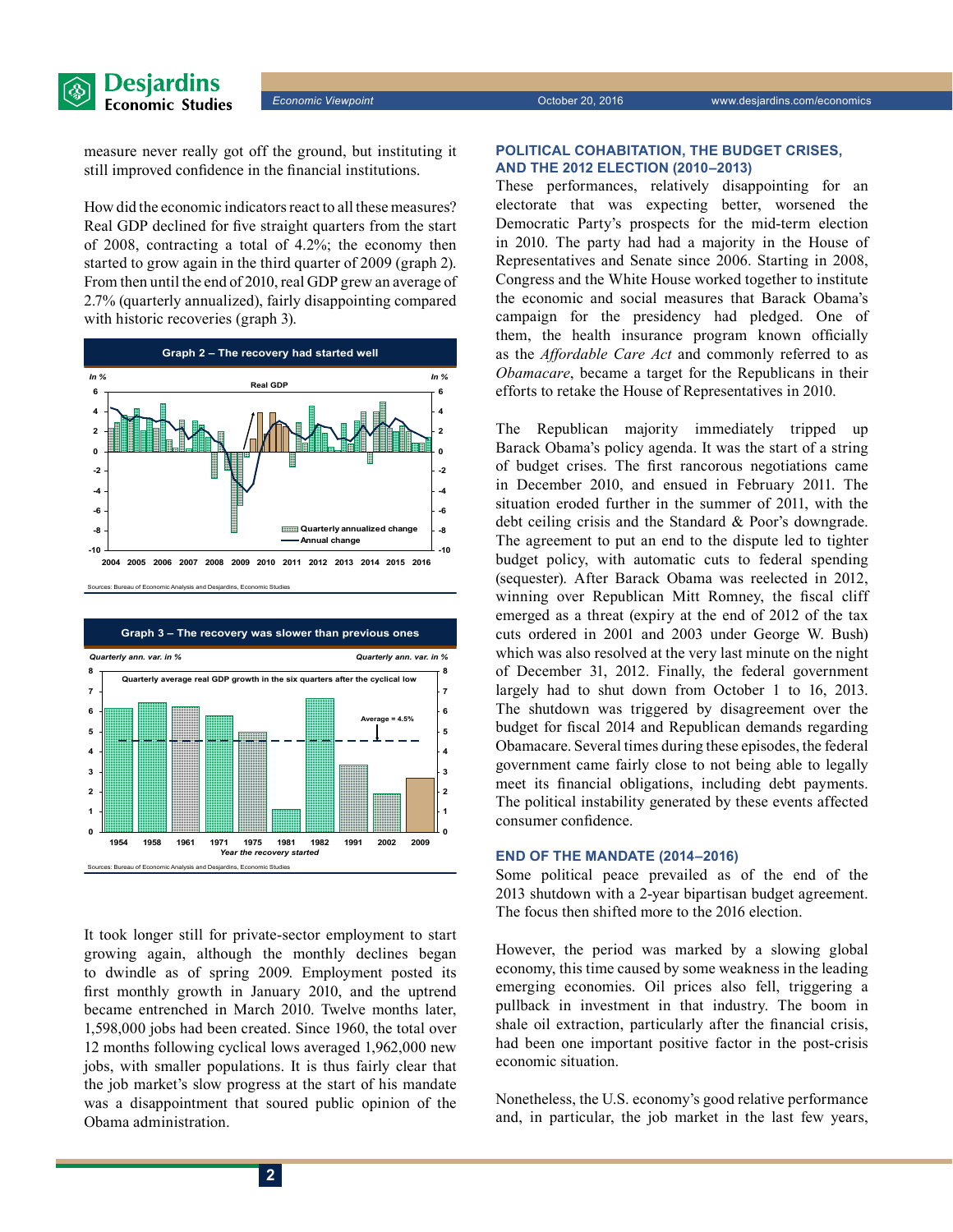measure never really got off the ground, but instituting it still improved confidence in the financial institutions.

How did the economic indicators react to all these measures? Real GDP declined for five straight quarters from the start of 2008, contracting a total of 4.2%; the economy then started to grow again in the third quarter of 2009 (graph 2). From then until the end of 2010, real GDP grew an average of 2.7% (quarterly annualized), fairly disappointing compared with historic recoveries (graph 3).

**Graph 2 – The recovery had started well**

Sources: Bureau of Economic Analysis and Desjardins, Economic Studies

**Graph 3 – The recovery was slower than previous ones**

Sources: Bureau of Economic Analysis and Desjardins, Economic Studies

It took longer still for private-sector employment to start growing again, although the monthly declines began to dwindle as of spring 2009. Employment posted its first monthly growth in January 2010, and the uptrend became entrenched in March 2010. Twelve months later, 1,598,000 jobs had been created. Since 1960, the total over 12 months following cyclical lows averaged 1,962,000 new jobs, with smaller populations. It is thus fairly clear that the job market's slow progress at the start of his mandate was a disappointment that soured public opinion of the Obama administration.

## POLITICAL COHABITATION, THE BUDGET CRISES, AND THE 2012 ELECTION (2010–2013)

These performances, relatively disappointing for an electorate that was expecting better, worsened the Democratic Party's prospects for the mid-term election in 2010. The party had had a majority in the House of Representatives and Senate since 2006. Starting in 2008, Congress and the White House worked together to institute the economic and social measures that Barack Obama's campaign for the presidency had pledged. One of them, the health insurance program known officially as the *Affordable Care Act* and commonly referred to as *Obamacare*, became a target for the Republicans in their efforts to retake the House of Representatives in 2010.

The Republican majority immediately tripped up Barack Obama's policy agenda. It was the start of a string of budget crises. The first rancorous negotiations came in December 2010, and ensued in February 2011. The situation eroded further in the summer of 2011, with the debt ceiling crisis and the Standard & Poor's downgrade. The agreement to put an end to the dispute led to tighter budget policy, with automatic cuts to federal spending (sequester). After Barack Obama was reelected in 2012, winning over Republican Mitt Romney, the fiscal cliff emerged as a threat (expiry at the end of 2012 of the tax cuts ordered in 2001 and 2003 under George W. Bush) which was also resolved at the very last minute on the night of December 31, 2012. Finally, the federal government largely had to shut down from October 1 to 16, 2013. The shutdown was triggered by disagreement over the budget for fiscal 2014 and Republican demands regarding Obamacare. Several times during these episodes, the federal government came fairly close to not being able to legally meet its financial obligations, including debt payments. The political instability generated by these events affected consumer confidence.

## END OF THE MANDATE (2014–2016)

Some political peace prevailed as of the end of the 2013 shutdown with a 2-year bipartisan budget agreement. The focus then shifted more to the 2016 election.

However, the period was marked by a slowing global economy, this time caused by some weakness in the leading emerging economies. Oil prices also fell, triggering a pullback in investment in that industry. The boom in shale oil extraction, particularly after the financial crisis, had been one important positive factor in the post-crisis economic situation.

Nonetheless, the U.S. economy's good relative performance and, in particular, the job market in the last few years,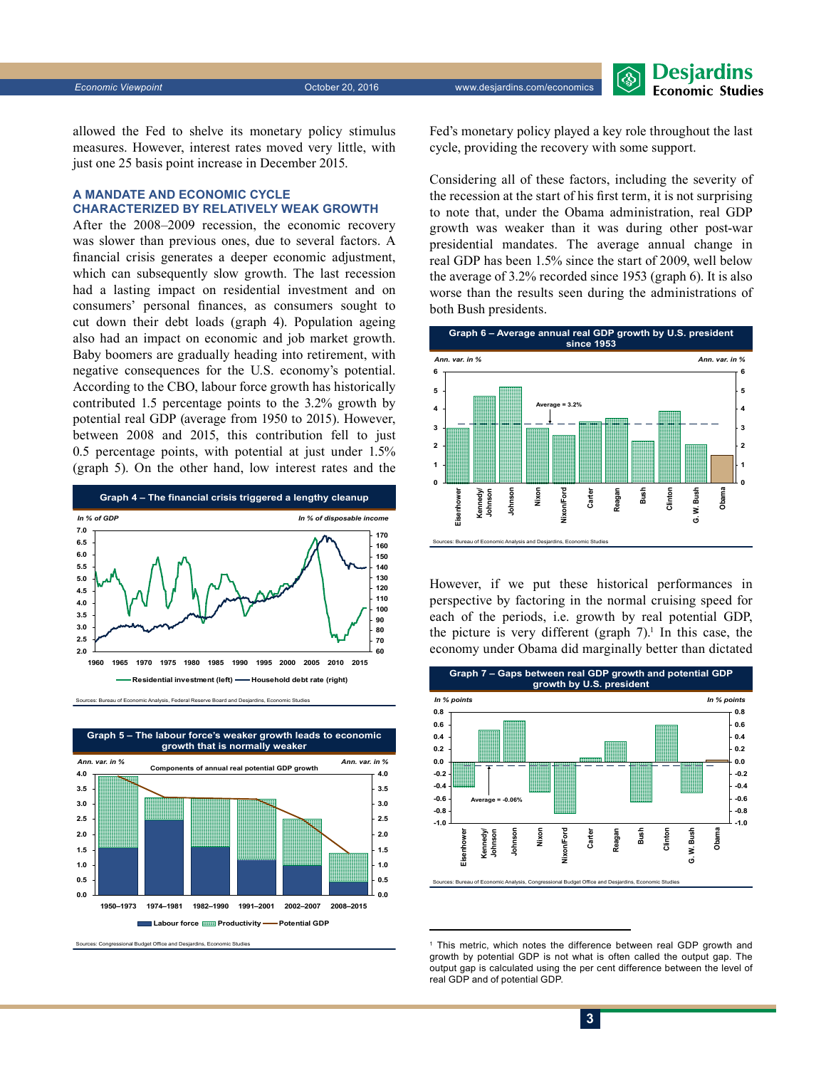allowed the Fed to shelve its monetary policy stimulus measures. However, interest rates moved very little, with just one 25 basis point increase in December 2015.

### A MANDATE AND ECONOMIC CYCLE CHARACTERIZED BY RELATIVELY WEAK GROWTH

After the 2008–2009 recession, the economic recovery was slower than previous ones, due to several factors. A financial crisis generates a deeper economic adjustment, which can subsequently slow growth. The last recession had a lasting impact on residential investment and on consumers' personal finances, as consumers sought to cut down their debt loads (graph 4). Population ageing also had an impact on economic and job market growth. Baby boomers are gradually heading into retirement, with negative consequences for the U.S. economy's potential. According to the CBO, labour force growth has historically contributed 1.5 percentage points to the 3.2% growth by potential real GDP (average from 1950 to 2015). However, between 2008 and 2015, this contribution fell to just 0.5 percentage points, with potential at just under 1.5% (graph 5). On the other hand, low interest rates and the Fed's monetary policy played a key role throughout the last cycle, providing the recovery with some support.

**Graph 4 – The financial crisis triggered a lengthy cleanup**

Residential investment (left, in % of GDP) — Household debt rate (right, in % of disposable income)

Sources: Bureau of Economic Analysis, Federal Reserve Board and Desjardins, Economic Studies

**Graph 5 – The labour force's weaker growth leads to economic growth that is normally weaker**

Components of annual real potential GDP growth (Ann. var. in %): Labour force, Productivity, Potential GDP — 1950–1973, 1974–1981, 1982–1990, 1991–2001, 2002–2007, 2008–2015

Sources: Congressional Budget Office and Desjardins, Economic Studies

Considering all of these factors, including the severity of the recession at the start of his first term, it is not surprising to note that, under the Obama administration, real GDP growth was weaker than it was during other post-war presidential mandates. The average annual change in real GDP has been 1.5% since the start of 2009, well below the average of 3.2% recorded since 1953 (graph 6). It is also worse than the results seen during the administrations of both Bush presidents.

**Graph 6 – Average annual real GDP growth by U.S. president since 1953**

Ann. var. in % — Average = 3.2% — Eisenhower, Kennedy/Johnson, Johnson, Nixon, Nixon/Ford, Carter, Reagan, Bush, Clinton, G. W. Bush, Obama

Sources: Bureau of Economic Analysis and Desjardins, Economic Studies

However, if we put these historical performances in perspective by factoring in the normal cruising speed for each of the periods, i.e. growth by real potential GDP, the picture is very different (graph 7).[1] In this case, the economy under Obama did marginally better than dictated

**Graph 7 – Gaps between real GDP growth and potential GDP growth by U.S. president**

In % points — Average = -0.06% — Eisenhower, Kennedy/Johnson, Johnson, Nixon, Nixon/Ford, Carter, Reagan, Bush, Clinton, G. W. Bush, Obama

Sources: Bureau of Economic Analysis, Congressional Budget Office and Desjardins, Economic Studies

[1] This metric, which notes the difference between real GDP growth and growth by potential GDP is not what is often called the output gap. The output gap is calculated using the per cent difference between the level of real GDP and of potential GDP.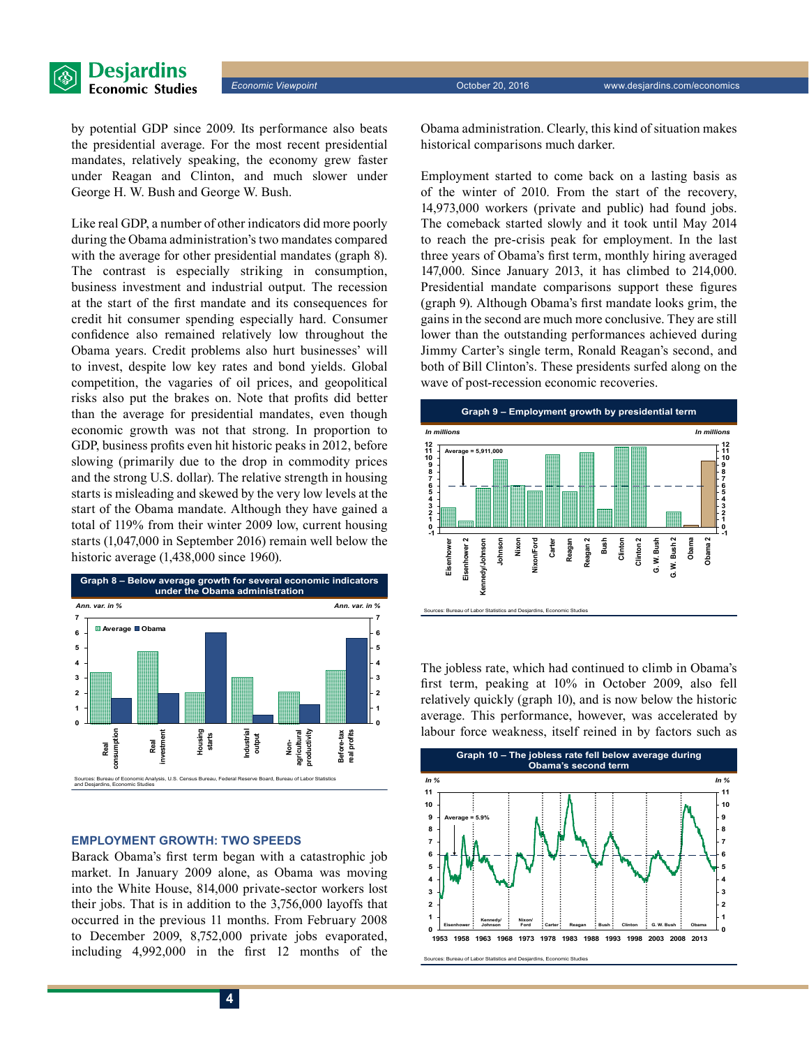by potential GDP since 2009. Its performance also beats the presidential average. For the most recent presidential mandates, relatively speaking, the economy grew faster under Reagan and Clinton, and much slower under George H. W. Bush and George W. Bush.

Like real GDP, a number of other indicators did more poorly during the Obama administration's two mandates compared with the average for other presidential mandates (graph 8). The contrast is especially striking in consumption, business investment and industrial output. The recession at the start of the first mandate and its consequences for credit hit consumer spending especially hard. Consumer confidence also remained relatively low throughout the Obama years. Credit problems also hurt businesses' will to invest, despite low key rates and bond yields. Global competition, the vagaries of oil prices, and geopolitical risks also put the brakes on. Note that profits did better than the average for presidential mandates, even though economic growth was not that strong. In proportion to GDP, business profits even hit historic peaks in 2012, before slowing (primarily due to the drop in commodity prices and the strong U.S. dollar). The relative strength in housing starts is misleading and skewed by the very low levels at the start of the Obama mandate. Although they have gained a total of 119% from their winter 2009 low, current housing starts (1,047,000 in September 2016) remain well below the historic average (1,438,000 since 1960).

**Graph 8 – Below average growth for several economic indicators under the Obama administration**

Sources: Bureau of Economic Analysis, U.S. Census Bureau, Federal Reserve Board, Bureau of Labor Statistics and Desjardins, Economic Studies

## EMPLOYMENT GROWTH: TWO SPEEDS

Barack Obama's first term began with a catastrophic job market. In January 2009 alone, as Obama was moving into the White House, 814,000 private-sector workers lost their jobs. That is in addition to the 3,756,000 layoffs that occurred in the previous 11 months. From February 2008 to December 2009, 8,752,000 private jobs evaporated, including 4,992,000 in the first 12 months of the Obama administration. Clearly, this kind of situation makes historical comparisons much darker.

Employment started to come back on a lasting basis as of the winter of 2010. From the start of the recovery, 14,973,000 workers (private and public) had found jobs. The comeback started slowly and it took until May 2014 to reach the pre-crisis peak for employment. In the last three years of Obama's first term, monthly hiring averaged 147,000. Since January 2013, it has climbed to 214,000. Presidential mandate comparisons support these figures (graph 9). Although Obama's first mandate looks grim, the gains in the second are much more conclusive. They are still lower than the outstanding performances achieved during Jimmy Carter's single term, Ronald Reagan's second, and both of Bill Clinton's. These presidents surfed along on the wave of post-recession economic recoveries.

**Graph 9 – Employment growth by presidential term**

Sources: Bureau of Labor Statistics and Desjardins, Economic Studies

The jobless rate, which had continued to climb in Obama's first term, peaking at 10% in October 2009, also fell relatively quickly (graph 10), and is now below the historic average. This performance, however, was accelerated by labour force weakness, itself reined in by factors such as

**Graph 10 – The jobless rate fell below average during Obama's second term**

Sources: Bureau of Labor Statistics and Desjardins, Economic Studies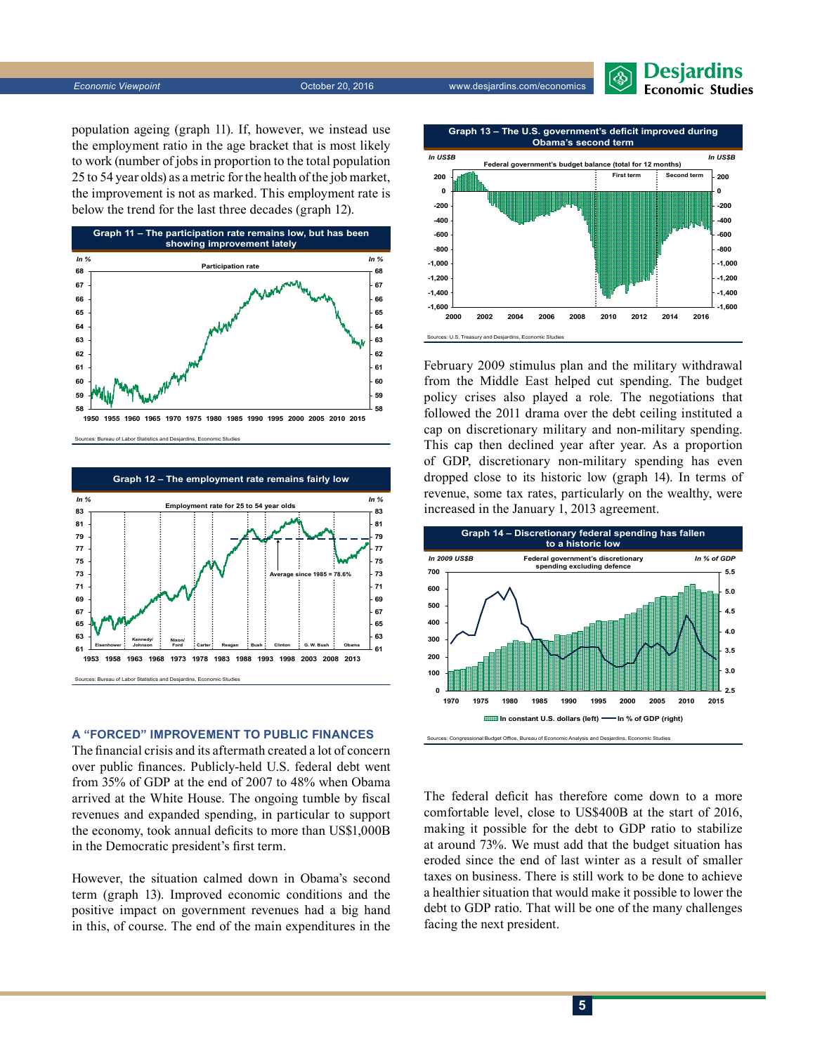population ageing (graph 11). If, however, we instead use the employment ratio in the age bracket that is most likely to work (number of jobs in proportion to the total population 25 to 54 year olds) as a metric for the health of the job market, the improvement is not as marked. This employment rate is below the trend for the last three decades (graph 12).

Graph 11 – The participation rate remains low, but has been showing improvement lately

Sources: Bureau of Labor Statistics and Desjardins, Economic Studies

Graph 12 – The employment rate remains fairly low

Sources: Bureau of Labor Statistics and Desjardins, Economic Studies

## A "FORCED" IMPROVEMENT TO PUBLIC FINANCES

The financial crisis and its aftermath created a lot of concern over public finances. Publicly-held U.S. federal debt went from 35% of GDP at the end of 2007 to 48% when Obama arrived at the White House. The ongoing tumble by fiscal revenues and expanded spending, in particular to support the economy, took annual deficits to more than US$1,000B in the Democratic president's first term.

However, the situation calmed down in Obama's second term (graph 13). Improved economic conditions and the positive impact on government revenues had a big hand in this, of course. The end of the main expenditures in the February 2009 stimulus plan and the military withdrawal from the Middle East helped cut spending. The budget policy crises also played a role. The negotiations that followed the 2011 drama over the debt ceiling instituted a cap on discretionary military and non-military spending. This cap then declined year after year. As a proportion of GDP, discretionary non-military spending has even dropped close to its historic low (graph 14). In terms of revenue, some tax rates, particularly on the wealthy, were increased in the January 1, 2013 agreement.

Graph 13 – The U.S. government's deficit improved during Obama's second term

Sources: U.S. Treasury and Desjardins, Economic Studies

Graph 14 – Discretionary federal spending has fallen to a historic low

Sources: Congressional Budget Office, Bureau of Economic Analysis and Desjardins, Economic Studies

The federal deficit has therefore come down to a more comfortable level, close to US$400B at the start of 2016, making it possible for the debt to GDP ratio to stabilize at around 73%. We must add that the budget situation has eroded since the end of last winter as a result of smaller taxes on business. There is still work to be done to achieve a healthier situation that would make it possible to lower the debt to GDP ratio. That will be one of the many challenges facing the next president.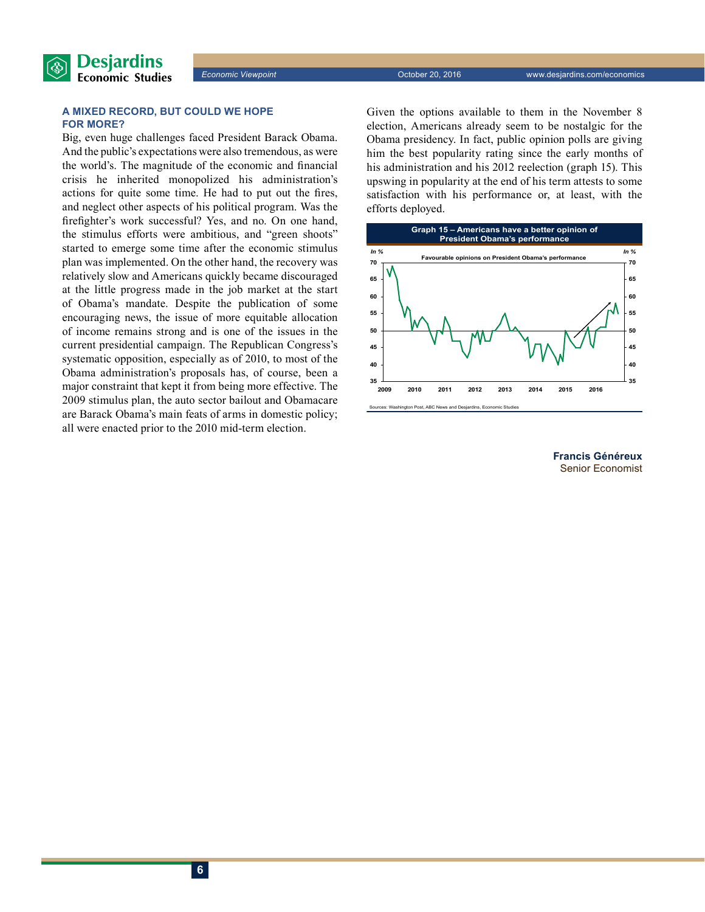### A MIXED RECORD, BUT COULD WE HOPE FOR MORE?

Big, even huge challenges faced President Barack Obama. And the public's expectations were also tremendous, as were the world's. The magnitude of the economic and financial crisis he inherited monopolized his administration's actions for quite some time. He had to put out the fires, and neglect other aspects of his political program. Was the firefighter's work successful? Yes, and no. On one hand, the stimulus efforts were ambitious, and "green shoots" started to emerge some time after the economic stimulus plan was implemented. On the other hand, the recovery was relatively slow and Americans quickly became discouraged at the little progress made in the job market at the start of Obama's mandate. Despite the publication of some encouraging news, the issue of more equitable allocation of income remains strong and is one of the issues in the current presidential campaign. The Republican Congress's systematic opposition, especially as of 2010, to most of the Obama administration's proposals has, of course, been a major constraint that kept it from being more effective. The 2009 stimulus plan, the auto sector bailout and Obamacare are Barack Obama's main feats of arms in domestic policy; all were enacted prior to the 2010 mid-term election.

Given the options available to them in the November 8 election, Americans already seem to be nostalgic for the Obama presidency. In fact, public opinion polls are giving him the best popularity rating since the early months of his administration and his 2012 reelection (graph 15). This upswing in popularity at the end of his term attests to some satisfaction with his performance or, at least, with the efforts deployed.

**Graph 15 – Americans have a better opinion of President Obama's performance**

Favourable opinions on President Obama's performance

In %

70
65
60
55
50
45
40
35

2009 2010 2011 2012 2013 2014 2015 2016

Sources: Washington Post, ABC News and Desjardins, Economic Studies

**Francis Généreux**
Senior Economist